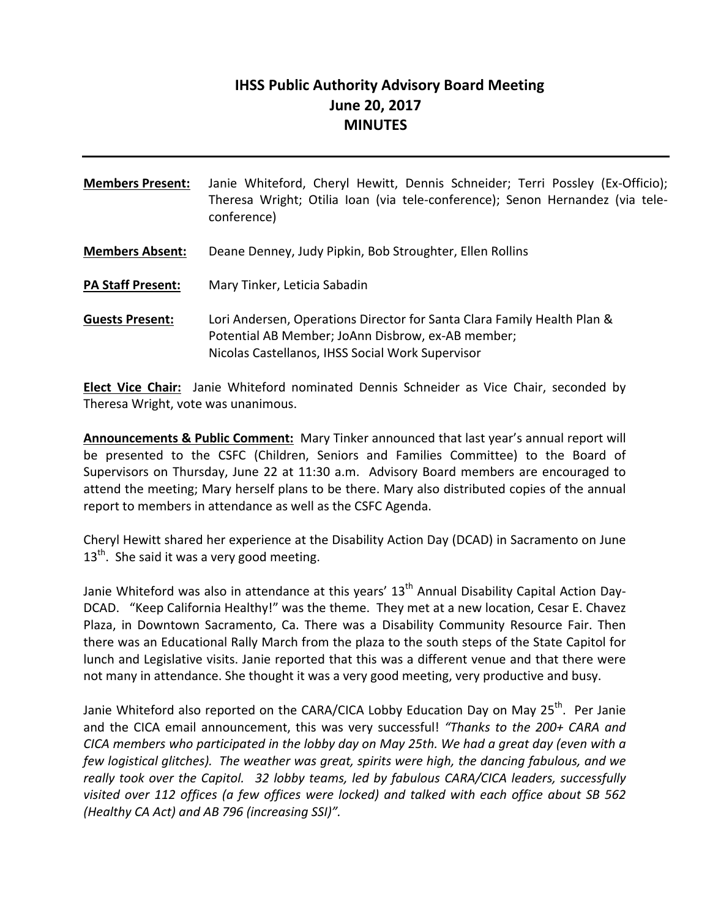# IHSS Public Authority Advisory Board Meeting
## June 20, 2017
## MINUTES

---

**Members Present:** Janie Whiteford, Cheryl Hewitt, Dennis Schneider; Terri Possley (Ex-Officio); Theresa Wright; Otilia Ioan (via tele-conference); Senon Hernandez (via tele-conference)

**Members Absent:** Deane Denney, Judy Pipkin, Bob Stroughter, Ellen Rollins

**PA Staff Present:** Mary Tinker, Leticia Sabadin

**Guests Present:** Lori Andersen, Operations Director for Santa Clara Family Health Plan & Potential AB Member; JoAnn Disbrow, ex-AB member; Nicolas Castellanos, IHSS Social Work Supervisor

**Elect Vice Chair:** Janie Whiteford nominated Dennis Schneider as Vice Chair, seconded by Theresa Wright, vote was unanimous.

**Announcements & Public Comment:** Mary Tinker announced that last year's annual report will be presented to the CSFC (Children, Seniors and Families Committee) to the Board of Supervisors on Thursday, June 22 at 11:30 a.m. Advisory Board members are encouraged to attend the meeting; Mary herself plans to be there. Mary also distributed copies of the annual report to members in attendance as well as the CSFC Agenda.

Cheryl Hewitt shared her experience at the Disability Action Day (DCAD) in Sacramento on June 13th. She said it was a very good meeting.

Janie Whiteford was also in attendance at this years' 13th Annual Disability Capital Action Day-DCAD. "Keep California Healthy!" was the theme. They met at a new location, Cesar E. Chavez Plaza, in Downtown Sacramento, Ca. There was a Disability Community Resource Fair. Then there was an Educational Rally March from the plaza to the south steps of the State Capitol for lunch and Legislative visits. Janie reported that this was a different venue and that there were not many in attendance. She thought it was a very good meeting, very productive and busy.

Janie Whiteford also reported on the CARA/CICA Lobby Education Day on May 25th. Per Janie and the CICA email announcement, this was very successful! *"Thanks to the 200+ CARA and CICA members who participated in the lobby day on May 25th. We had a great day (even with a few logistical glitches). The weather was great, spirits were high, the dancing fabulous, and we really took over the Capitol. 32 lobby teams, led by fabulous CARA/CICA leaders, successfully visited over 112 offices (a few offices were locked) and talked with each office about SB 562 (Healthy CA Act) and AB 796 (increasing SSI)".*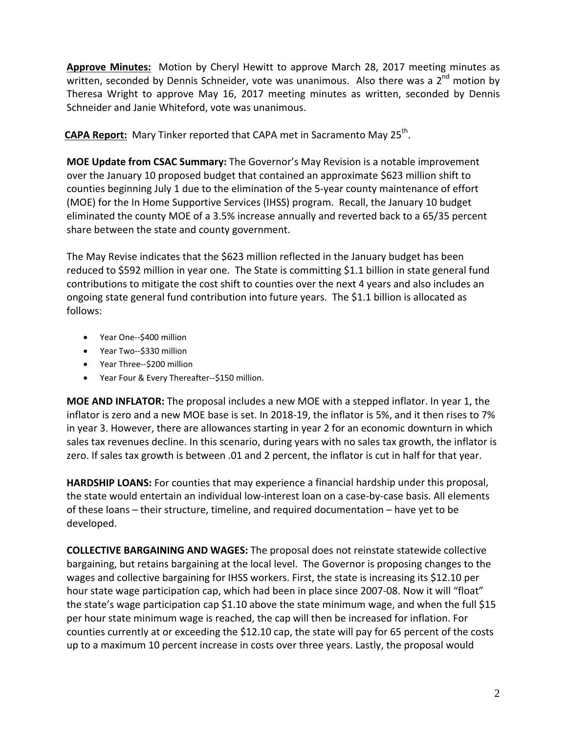**Approve Minutes:** Motion by Cheryl Hewitt to approve March 28, 2017 meeting minutes as written, seconded by Dennis Schneider, vote was unanimous. Also there was a 2nd motion by Theresa Wright to approve May 16, 2017 meeting minutes as written, seconded by Dennis Schneider and Janie Whiteford, vote was unanimous.

**CAPA Report:** Mary Tinker reported that CAPA met in Sacramento May 25th.

**MOE Update from CSAC Summary:** The Governor's May Revision is a notable improvement over the January 10 proposed budget that contained an approximate $623 million shift to counties beginning July 1 due to the elimination of the 5-year county maintenance of effort (MOE) for the In Home Supportive Services (IHSS) program. Recall, the January 10 budget eliminated the county MOE of a 3.5% increase annually and reverted back to a 65/35 percent share between the state and county government.

The May Revise indicates that the $623 million reflected in the January budget has been reduced to $592 million in year one. The State is committing $1.1 billion in state general fund contributions to mitigate the cost shift to counties over the next 4 years and also includes an ongoing state general fund contribution into future years. The $1.1 billion is allocated as follows:

- Year One--$400 million
- Year Two--$330 million
- Year Three--$200 million
- Year Four & Every Thereafter--$150 million.

**MOE AND INFLATOR:** The proposal includes a new MOE with a stepped inflator. In year 1, the inflator is zero and a new MOE base is set. In 2018-19, the inflator is 5%, and it then rises to 7% in year 3. However, there are allowances starting in year 2 for an economic downturn in which sales tax revenues decline. In this scenario, during years with no sales tax growth, the inflator is zero. If sales tax growth is between .01 and 2 percent, the inflator is cut in half for that year.

**HARDSHIP LOANS:** For counties that may experience a financial hardship under this proposal, the state would entertain an individual low-interest loan on a case-by-case basis. All elements of these loans – their structure, timeline, and required documentation – have yet to be developed.

**COLLECTIVE BARGAINING AND WAGES:** The proposal does not reinstate statewide collective bargaining, but retains bargaining at the local level. The Governor is proposing changes to the wages and collective bargaining for IHSS workers. First, the state is increasing its $12.10 per hour state wage participation cap, which had been in place since 2007-08. Now it will "float" the state's wage participation cap $1.10 above the state minimum wage, and when the full $15 per hour state minimum wage is reached, the cap will then be increased for inflation. For counties currently at or exceeding the $12.10 cap, the state will pay for 65 percent of the costs up to a maximum 10 percent increase in costs over three years. Lastly, the proposal would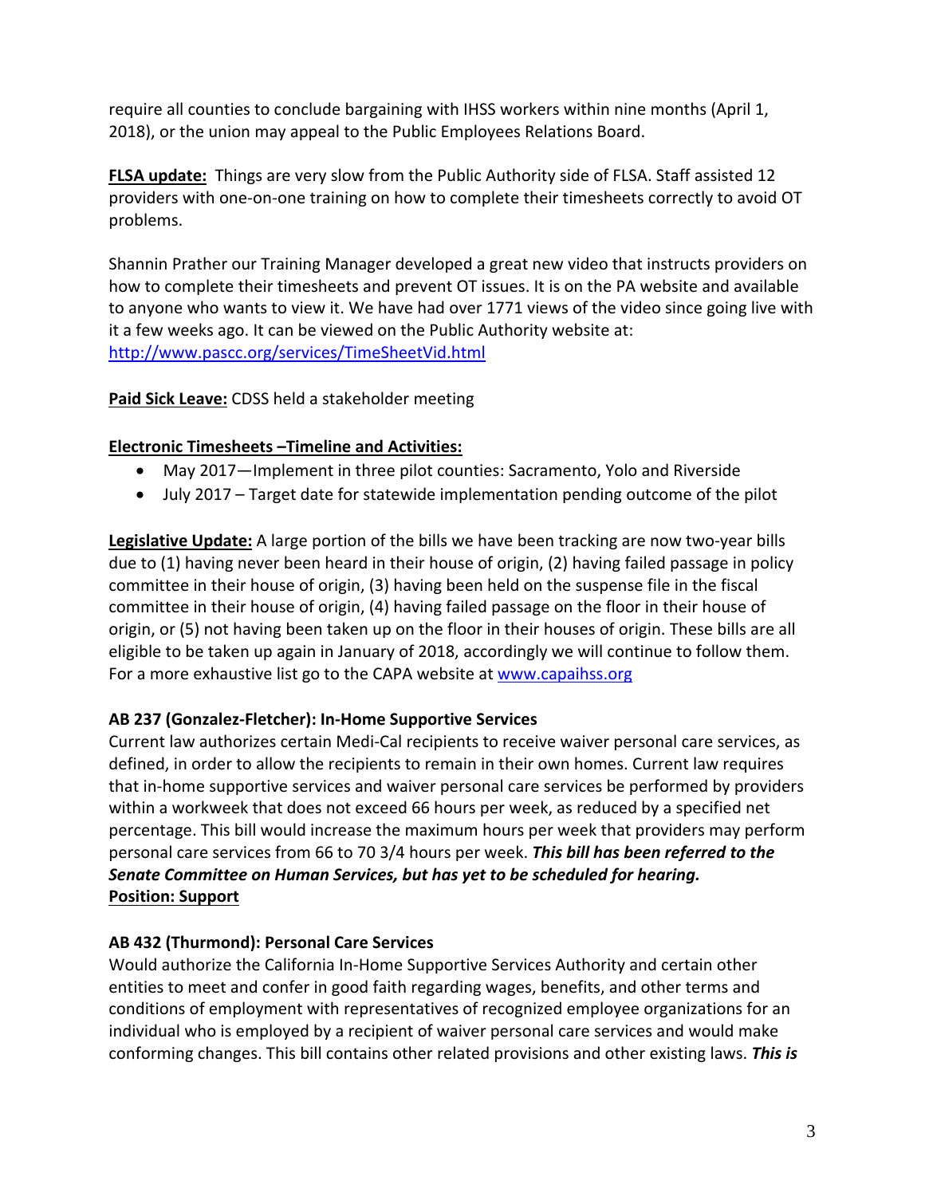require all counties to conclude bargaining with IHSS workers within nine months (April 1, 2018), or the union may appeal to the Public Employees Relations Board.

**FLSA update:** Things are very slow from the Public Authority side of FLSA. Staff assisted 12 providers with one-on-one training on how to complete their timesheets correctly to avoid OT problems.

Shannin Prather our Training Manager developed a great new video that instructs providers on how to complete their timesheets and prevent OT issues. It is on the PA website and available to anyone who wants to view it. We have had over 1771 views of the video since going live with it a few weeks ago. It can be viewed on the Public Authority website at: [http://www.pascc.org/services/TimeSheetVid.html](http://www.pascc.org/services/TimeSheetVid.html)

**Paid Sick Leave:** CDSS held a stakeholder meeting

**Electronic Timesheets –Timeline and Activities:**

- May 2017—Implement in three pilot counties: Sacramento, Yolo and Riverside
- July 2017 – Target date for statewide implementation pending outcome of the pilot

**Legislative Update:** A large portion of the bills we have been tracking are now two-year bills due to (1) having never been heard in their house of origin, (2) having failed passage in policy committee in their house of origin, (3) having been held on the suspense file in the fiscal committee in their house of origin, (4) having failed passage on the floor in their house of origin, or (5) not having been taken up on the floor in their houses of origin. These bills are all eligible to be taken up again in January of 2018, accordingly we will continue to follow them. For a more exhaustive list go to the CAPA website at [www.capaihss.org](www.capaihss.org)

**AB 237 (Gonzalez-Fletcher): In-Home Supportive Services**
Current law authorizes certain Medi-Cal recipients to receive waiver personal care services, as defined, in order to allow the recipients to remain in their own homes. Current law requires that in-home supportive services and waiver personal care services be performed by providers within a workweek that does not exceed 66 hours per week, as reduced by a specified net percentage. This bill would increase the maximum hours per week that providers may perform personal care services from 66 to 70 3/4 hours per week. ***This bill has been referred to the Senate Committee on Human Services, but has yet to be scheduled for hearing.***
**Position: Support**

**AB 432 (Thurmond): Personal Care Services**
Would authorize the California In-Home Supportive Services Authority and certain other entities to meet and confer in good faith regarding wages, benefits, and other terms and conditions of employment with representatives of recognized employee organizations for an individual who is employed by a recipient of waiver personal care services and would make conforming changes. This bill contains other related provisions and other existing laws. ***This is***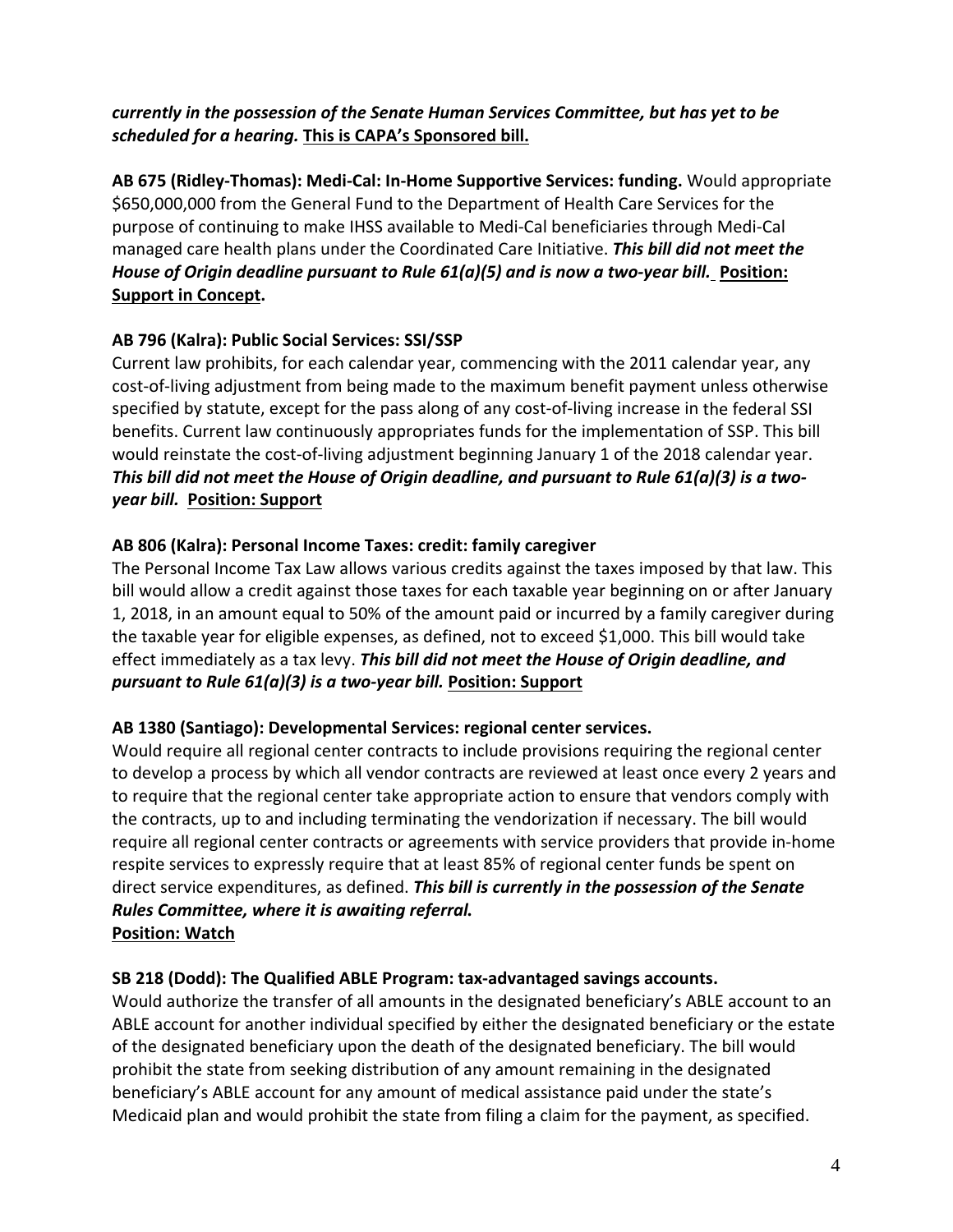***currently in the possession of the Senate Human Services Committee, but has yet to be scheduled for a hearing.*** **This is CAPA's Sponsored bill.**

**AB 675 (Ridley-Thomas): Medi-Cal: In-Home Supportive Services: funding.** Would appropriate $650,000,000 from the General Fund to the Department of Health Care Services for the purpose of continuing to make IHSS available to Medi-Cal beneficiaries through Medi-Cal managed care health plans under the Coordinated Care Initiative. ***This bill did not meet the House of Origin deadline pursuant to Rule 61(a)(5) and is now a two-year bill.*** **Position: Support in Concept.**

**AB 796 (Kalra): Public Social Services: SSI/SSP**

Current law prohibits, for each calendar year, commencing with the 2011 calendar year, any cost-of-living adjustment from being made to the maximum benefit payment unless otherwise specified by statute, except for the pass along of any cost-of-living increase in the federal SSI benefits. Current law continuously appropriates funds for the implementation of SSP. This bill would reinstate the cost-of-living adjustment beginning January 1 of the 2018 calendar year. ***This bill did not meet the House of Origin deadline, and pursuant to Rule 61(a)(3) is a two-year bill.*** **Position: Support**

**AB 806 (Kalra): Personal Income Taxes: credit: family caregiver**

The Personal Income Tax Law allows various credits against the taxes imposed by that law. This bill would allow a credit against those taxes for each taxable year beginning on or after January 1, 2018, in an amount equal to 50% of the amount paid or incurred by a family caregiver during the taxable year for eligible expenses, as defined, not to exceed $1,000. This bill would take effect immediately as a tax levy. ***This bill did not meet the House of Origin deadline, and pursuant to Rule 61(a)(3) is a two-year bill.*** **Position: Support**

**AB 1380 (Santiago): Developmental Services: regional center services.**

Would require all regional center contracts to include provisions requiring the regional center to develop a process by which all vendor contracts are reviewed at least once every 2 years and to require that the regional center take appropriate action to ensure that vendors comply with the contracts, up to and including terminating the vendorization if necessary. The bill would require all regional center contracts or agreements with service providers that provide in-home respite services to expressly require that at least 85% of regional center funds be spent on direct service expenditures, as defined. ***This bill is currently in the possession of the Senate Rules Committee, where it is awaiting referral.***
**Position: Watch**

**SB 218 (Dodd): The Qualified ABLE Program: tax-advantaged savings accounts.**

Would authorize the transfer of all amounts in the designated beneficiary's ABLE account to an ABLE account for another individual specified by either the designated beneficiary or the estate of the designated beneficiary upon the death of the designated beneficiary. The bill would prohibit the state from seeking distribution of any amount remaining in the designated beneficiary's ABLE account for any amount of medical assistance paid under the state's Medicaid plan and would prohibit the state from filing a claim for the payment, as specified.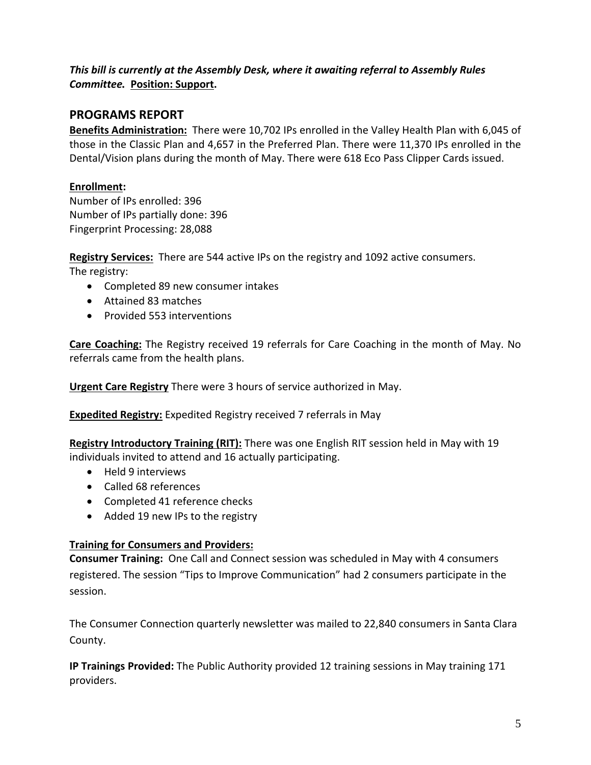***This bill is currently at the Assembly Desk, where it awaiting referral to Assembly Rules Committee.* <u>Position: Support</u>.**

## PROGRAMS REPORT

**<u>Benefits Administration:</u>** There were 10,702 IPs enrolled in the Valley Health Plan with 6,045 of those in the Classic Plan and 4,657 in the Preferred Plan. There were 11,370 IPs enrolled in the Dental/Vision plans during the month of May. There were 618 Eco Pass Clipper Cards issued.

**<u>Enrollment</u>:**
Number of IPs enrolled: 396
Number of IPs partially done: 396
Fingerprint Processing: 28,088

**<u>Registry Services:</u>** There are 544 active IPs on the registry and 1092 active consumers.
The registry:

- Completed 89 new consumer intakes
- Attained 83 matches
- Provided 553 interventions

**<u>Care Coaching:</u>** The Registry received 19 referrals for Care Coaching in the month of May. No referrals came from the health plans.

**<u>Urgent Care Registry</u>** There were 3 hours of service authorized in May.

**<u>Expedited Registry:</u>** Expedited Registry received 7 referrals in May

**<u>Registry Introductory Training (RIT):</u>** There was one English RIT session held in May with 19 individuals invited to attend and 16 actually participating.

- Held 9 interviews
- Called 68 references
- Completed 41 reference checks
- Added 19 new IPs to the registry

**<u>Training for Consumers and Providers:</u>**

**Consumer Training:** One Call and Connect session was scheduled in May with 4 consumers registered. The session "Tips to Improve Communication" had 2 consumers participate in the session.

The Consumer Connection quarterly newsletter was mailed to 22,840 consumers in Santa Clara County.

**IP Trainings Provided:** The Public Authority provided 12 training sessions in May training 171 providers.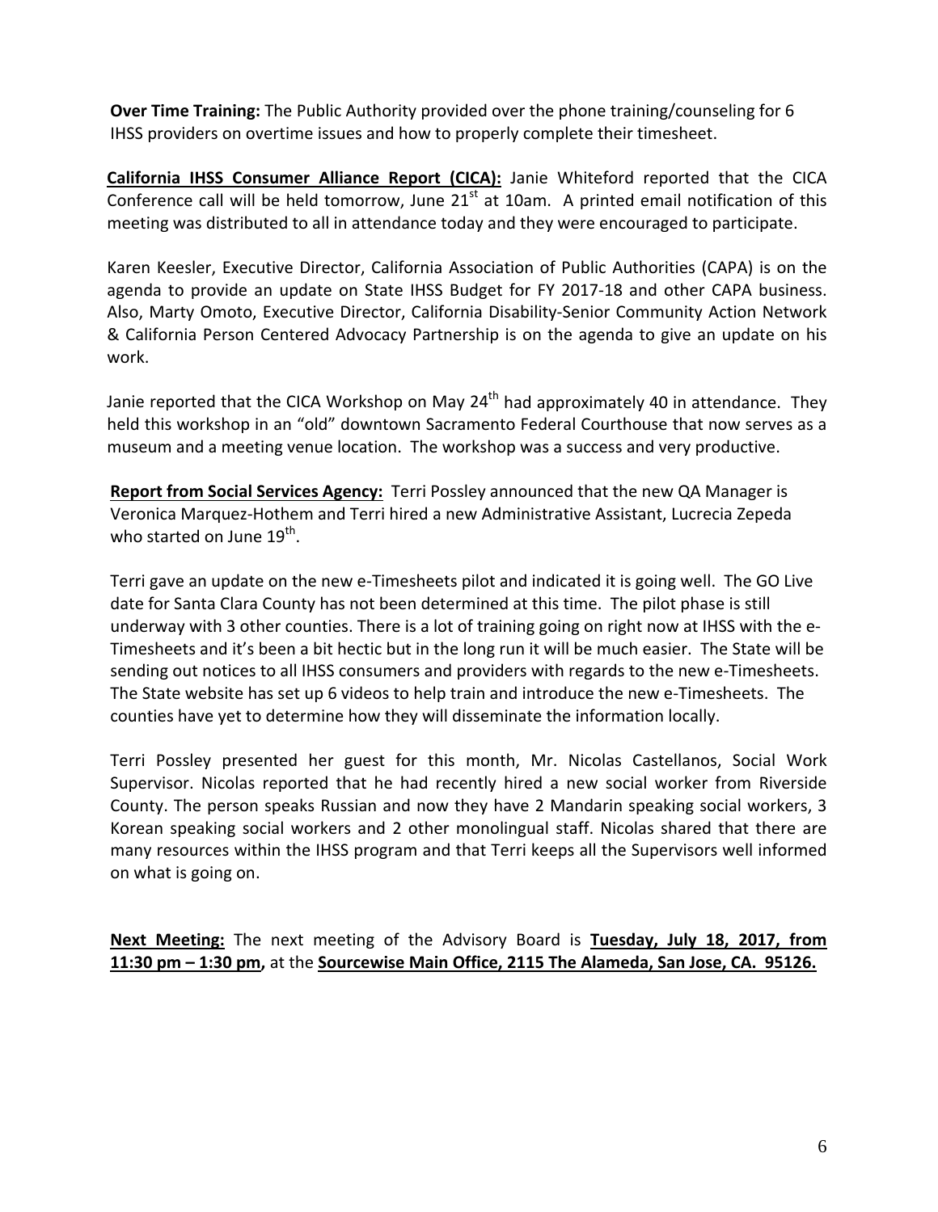**Over Time Training:** The Public Authority provided over the phone training/counseling for 6 IHSS providers on overtime issues and how to properly complete their timesheet.

**California IHSS Consumer Alliance Report (CICA):** Janie Whiteford reported that the CICA Conference call will be held tomorrow, June 21st at 10am. A printed email notification of this meeting was distributed to all in attendance today and they were encouraged to participate.

Karen Keesler, Executive Director, California Association of Public Authorities (CAPA) is on the agenda to provide an update on State IHSS Budget for FY 2017-18 and other CAPA business. Also, Marty Omoto, Executive Director, California Disability-Senior Community Action Network & California Person Centered Advocacy Partnership is on the agenda to give an update on his work.

Janie reported that the CICA Workshop on May 24th had approximately 40 in attendance. They held this workshop in an "old" downtown Sacramento Federal Courthouse that now serves as a museum and a meeting venue location. The workshop was a success and very productive.

**Report from Social Services Agency:** Terri Possley announced that the new QA Manager is Veronica Marquez-Hothem and Terri hired a new Administrative Assistant, Lucrecia Zepeda who started on June 19th.

Terri gave an update on the new e-Timesheets pilot and indicated it is going well. The GO Live date for Santa Clara County has not been determined at this time. The pilot phase is still underway with 3 other counties. There is a lot of training going on right now at IHSS with the e-Timesheets and it's been a bit hectic but in the long run it will be much easier. The State will be sending out notices to all IHSS consumers and providers with regards to the new e-Timesheets. The State website has set up 6 videos to help train and introduce the new e-Timesheets. The counties have yet to determine how they will disseminate the information locally.

Terri Possley presented her guest for this month, Mr. Nicolas Castellanos, Social Work Supervisor. Nicolas reported that he had recently hired a new social worker from Riverside County. The person speaks Russian and now they have 2 Mandarin speaking social workers, 3 Korean speaking social workers and 2 other monolingual staff. Nicolas shared that there are many resources within the IHSS program and that Terri keeps all the Supervisors well informed on what is going on.

**Next Meeting:** The next meeting of the Advisory Board is **Tuesday, July 18, 2017, from 11:30 pm – 1:30 pm,** at the **Sourcewise Main Office, 2115 The Alameda, San Jose, CA. 95126.**